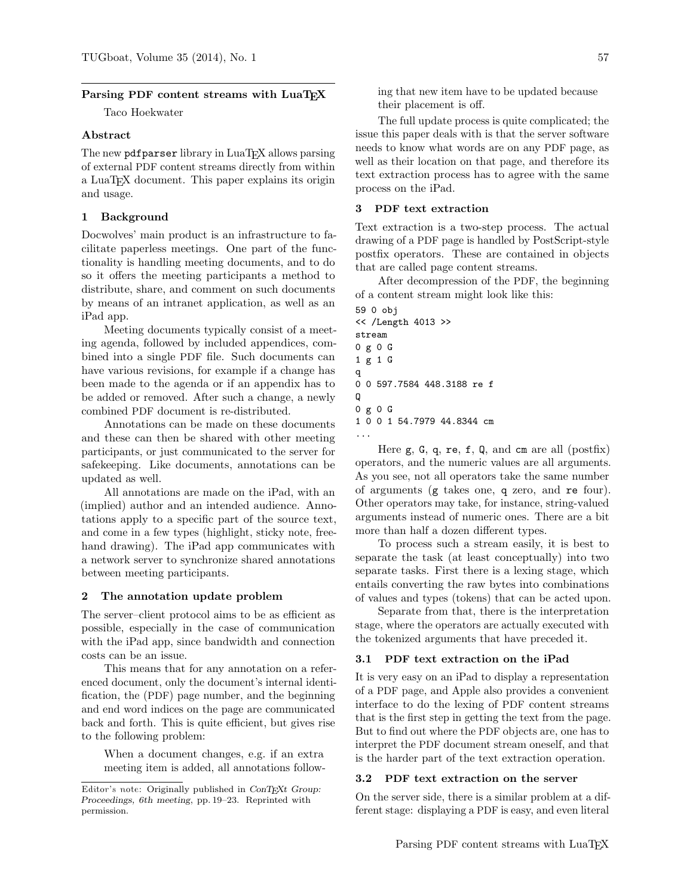## Parsing PDF content streams with LuaTeX

Taco Hoekwater

### Abstract

The new `pdfparser` library in LuaTeX allows parsing of external PDF content streams directly from within a LuaTeX document. This paper explains its origin and usage.

### 1 Background

Docwolves' main product is an infrastructure to facilitate paperless meetings. One part of the functionality is handling meeting documents, and to do so it offers the meeting participants a method to distribute, share, and comment on such documents by means of an intranet application, as well as an iPad app.

Meeting documents typically consist of a meeting agenda, followed by included appendices, combined into a single PDF file. Such documents can have various revisions, for example if a change has been made to the agenda or if an appendix has to be added or removed. After such a change, a newly combined PDF document is re-distributed.

Annotations can be made on these documents and these can then be shared with other meeting participants, or just communicated to the server for safekeeping. Like documents, annotations can be updated as well.

All annotations are made on the iPad, with an (implied) author and an intended audience. Annotations apply to a specific part of the source text, and come in a few types (highlight, sticky note, freehand drawing). The iPad app communicates with a network server to synchronize shared annotations between meeting participants.

### 2 The annotation update problem

The server–client protocol aims to be as efficient as possible, especially in the case of communication with the iPad app, since bandwidth and connection costs can be an issue.

This means that for any annotation on a referenced document, only the document's internal identification, the (PDF) page number, and the beginning and end word indices on the page are communicated back and forth. This is quite efficient, but gives rise to the following problem:

> When a document changes, e.g. if an extra meeting item is added, all annotations following that new item have to be updated because their placement is off.

The full update process is quite complicated; the issue this paper deals with is that the server software needs to know what words are on any PDF page, as well as their location on that page, and therefore its text extraction process has to agree with the same process on the iPad.

### 3 PDF text extraction

Text extraction is a two-step process. The actual drawing of a PDF page is handled by PostScript-style postfix operators. These are contained in objects that are called page content streams.

After decompression of the PDF, the beginning of a content stream might look like this:

```
59 0 obj
<< /Length 4013 >>
stream
0 g 0 G
1 g 1 G
q
0 0 597.7584 448.3188 re f
Q
0 g 0 G
1 0 0 1 54.7979 44.8344 cm
...
```

Here `g`, `G`, `q`, `re`, `f`, `Q`, and `cm` are all (postfix) operators, and the numeric values are all arguments. As you see, not all operators take the same number of arguments (`g` takes one, `q` zero, and `re` four). Other operators may take, for instance, string-valued arguments instead of numeric ones. There are a bit more than half a dozen different types.

To process such a stream easily, it is best to separate the task (at least conceptually) into two separate tasks. First there is a lexing stage, which entails converting the raw bytes into combinations of values and types (tokens) that can be acted upon.

Separate from that, there is the interpretation stage, where the operators are actually executed with the tokenized arguments that have preceded it.

#### 3.1 PDF text extraction on the iPad

It is very easy on an iPad to display a representation of a PDF page, and Apple also provides a convenient interface to do the lexing of PDF content streams that is the first step in getting the text from the page. But to find out where the PDF objects are, one has to interpret the PDF document stream oneself, and that is the harder part of the text extraction operation.

#### 3.2 PDF text extraction on the server

On the server side, there is a similar problem at a different stage: displaying a PDF is easy, and even literal

---

Editor's note: Originally published in *ConTEXt Group: Proceedings, 6th meeting*, pp. 19–23. Reprinted with permission.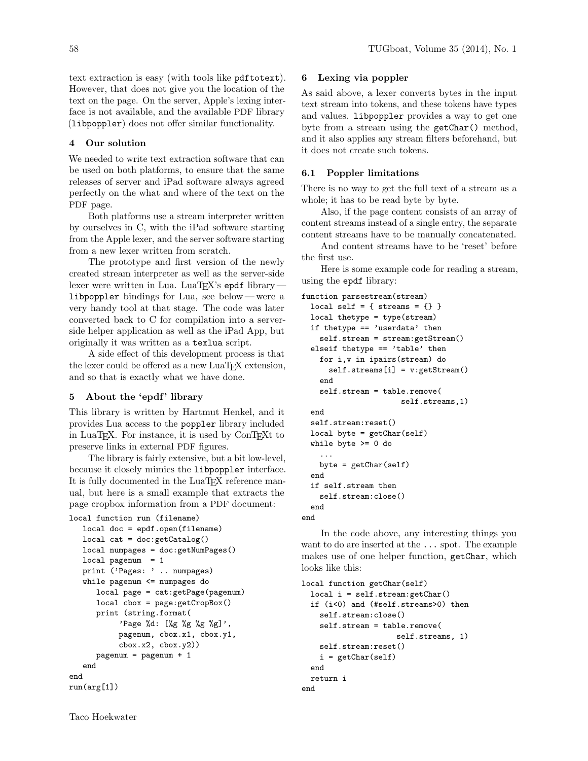text extraction is easy (with tools like pdftotext). However, that does not give you the location of the text on the page. On the server, Apple's lexing interface is not available, and the available PDF library (libpoppler) does not offer similar functionality.

## 4 Our solution

We needed to write text extraction software that can be used on both platforms, to ensure that the same releases of server and iPad software always agreed perfectly on the what and where of the text on the PDF page.

Both platforms use a stream interpreter written by ourselves in C, with the iPad software starting from the Apple lexer, and the server software starting from a new lexer written from scratch.

The prototype and first version of the newly created stream interpreter as well as the server-side lexer were written in Lua. LuaTEX's epdf library — libpoppler bindings for Lua, see below — were a very handy tool at that stage. The code was later converted back to C for compilation into a server-side helper application as well as the iPad App, but originally it was written as a texlua script.

A side effect of this development process is that the lexer could be offered as a new LuaTEX extension, and so that is exactly what we have done.

## 5 About the 'epdf' library

This library is written by Hartmut Henkel, and it provides Lua access to the poppler library included in LuaTEX. For instance, it is used by ConTEXt to preserve links in external PDF figures.

The library is fairly extensive, but a bit low-level, because it closely mimics the libpoppler interface. It is fully documented in the LuaTEX reference manual, but here is a small example that extracts the page cropbox information from a PDF document:

```
local function run (filename)
   local doc = epdf.open(filename)
   local cat = doc:getCatalog()
   local numpages = doc:getNumPages()
   local pagenum  = 1
   print ('Pages: ' .. numpages)
   while pagenum <= numpages do
      local page = cat:getPage(pagenum)
      local cbox = page:getCropBox()
      print (string.format(
            'Page %d: [%g %g %g %g]',
            pagenum, cbox.x1, cbox.y1,
            cbox.x2, cbox.y2))
      pagenum = pagenum + 1
   end
end
run(arg[1])
```

## 6 Lexing via poppler

As said above, a lexer converts bytes in the input text stream into tokens, and these tokens have types and values. libpoppler provides a way to get one byte from a stream using the getChar() method, and it also applies any stream filters beforehand, but it does not create such tokens.

### 6.1 Poppler limitations

There is no way to get the full text of a stream as a whole; it has to be read byte by byte.

Also, if the page content consists of an array of content streams instead of a single entry, the separate content streams have to be manually concatenated.

And content streams have to be 'reset' before the first use.

Here is some example code for reading a stream, using the epdf library:

```
function parsestream(stream)
  local self = { streams = {} }
  local thetype = type(stream)
  if thetype == 'userdata' then
    self.stream = stream:getStream()
  elseif thetype == 'table' then
    for i,v in ipairs(stream) do
      self.streams[i] = v:getStream()
    end
    self.stream = table.remove(
                     self.streams,1)
  end
  self.stream:reset()
  local byte = getChar(self)
  while byte >= 0 do
    ...
    byte = getChar(self)
  end
  if self.stream then
    self.stream:close()
  end
end
```

In the code above, any interesting things you want to do are inserted at the ... spot. The example makes use of one helper function, getChar, which looks like this:

```
local function getChar(self)
  local i = self.stream:getChar()
  if (i<0) and (#self.streams>0) then
    self.stream:close()
    self.stream = table.remove(
                    self.streams, 1)
    self.stream:reset()
    i = getChar(self)
  end
  return i
end
```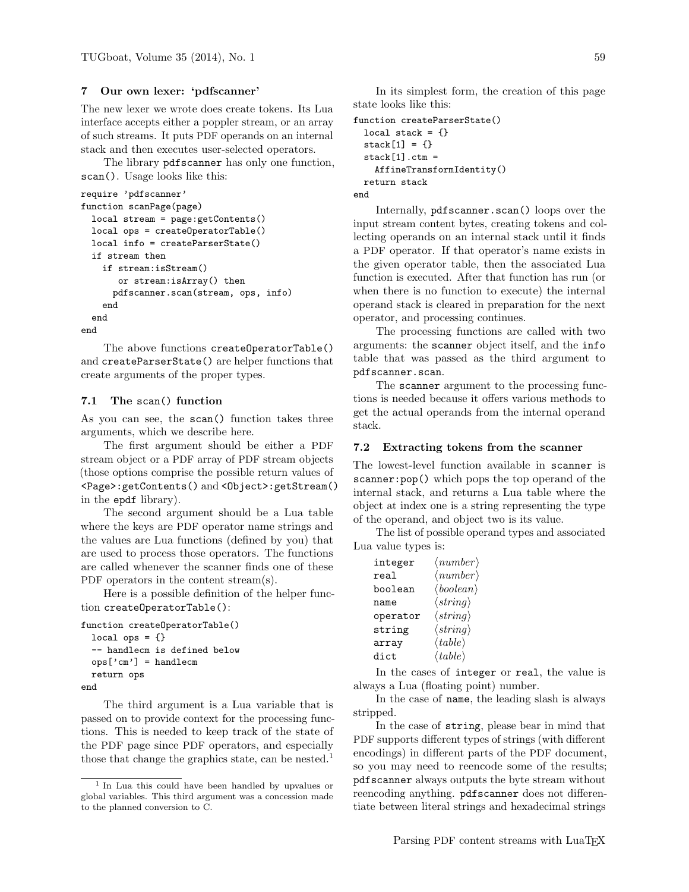## 7 Our own lexer: 'pdfscanner'

The new lexer we wrote does create tokens. Its Lua interface accepts either a poppler stream, or an array of such streams. It puts PDF operands on an internal stack and then executes user-selected operators.

The library `pdfscanner` has only one function, `scan()`. Usage looks like this:

```
require 'pdfscanner'
function scanPage(page)
  local stream = page:getContents()
  local ops = createOperatorTable()
  local info = createParserState()
  if stream then
    if stream:isStream()
       or stream:isArray() then
      pdfscanner.scan(stream, ops, info)
    end
  end
end
```

The above functions `createOperatorTable()` and `createParserState()` are helper functions that create arguments of the proper types.

### 7.1 The scan() function

As you can see, the `scan()` function takes three arguments, which we describe here.

The first argument should be either a PDF stream object or a PDF array of PDF stream objects (those options comprise the possible return values of `<Page>:getContents()` and `<Object>:getStream()` in the `epdf` library).

The second argument should be a Lua table where the keys are PDF operator name strings and the values are Lua functions (defined by you) that are used to process those operators. The functions are called whenever the scanner finds one of these PDF operators in the content stream(s).

Here is a possible definition of the helper function `createOperatorTable()`:

```
function createOperatorTable()
  local ops = {}
  -- handlecm is defined below
  ops['cm'] = handlecm
  return ops
end
```

The third argument is a Lua variable that is passed on to provide context for the processing functions. This is needed to keep track of the state of the PDF page since PDF operators, and especially those that change the graphics state, can be nested.[1]

[1] In Lua this could have been handled by upvalues or global variables. This third argument was a concession made to the planned conversion to C.

In its simplest form, the creation of this page state looks like this:

```
function createParserState()
  local stack = {}
  stack[1] = {}
  stack[1].ctm =
    AffineTransformIdentity()
  return stack
end
```

Internally, `pdfscanner.scan()` loops over the input stream content bytes, creating tokens and collecting operands on an internal stack until it finds a PDF operator. If that operator's name exists in the given operator table, then the associated Lua function is executed. After that function has run (or when there is no function to execute) the internal operand stack is cleared in preparation for the next operator, and processing continues.

The processing functions are called with two arguments: the `scanner` object itself, and the `info` table that was passed as the third argument to `pdfscanner.scan`.

The `scanner` argument to the processing functions is needed because it offers various methods to get the actual operands from the internal operand stack.

### 7.2 Extracting tokens from the scanner

The lowest-level function available in `scanner` is `scanner:pop()` which pops the top operand of the internal stack, and returns a Lua table where the object at index one is a string representing the type of the operand, and object two is its value.

The list of possible operand types and associated Lua value types is:

| | |
|---|---|
| `integer` | ⟨*number*⟩ |
| `real` | ⟨*number*⟩ |
| `boolean` | ⟨*boolean*⟩ |
| `name` | ⟨*string*⟩ |
| `operator` | ⟨*string*⟩ |
| `string` | ⟨*string*⟩ |
| `array` | ⟨*table*⟩ |
| `dict` | ⟨*table*⟩ |

In the cases of `integer` or `real`, the value is always a Lua (floating point) number.

In the case of `name`, the leading slash is always stripped.

In the case of `string`, please bear in mind that PDF supports different types of strings (with different encodings) in different parts of the PDF document, so you may need to reencode some of the results; `pdfscanner` always outputs the byte stream without reencoding anything. `pdfscanner` does not differentiate between literal strings and hexadecimal strings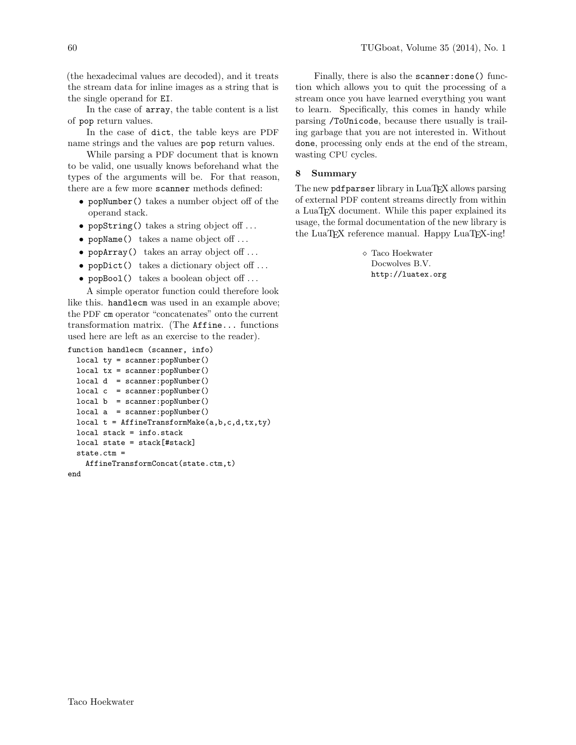(the hexadecimal values are decoded), and it treats the stream data for inline images as a string that is the single operand for `EI`.

In the case of `array`, the table content is a list of `pop` return values.

In the case of `dict`, the table keys are PDF name strings and the values are `pop` return values.

While parsing a PDF document that is known to be valid, one usually knows beforehand what the types of the arguments will be. For that reason, there are a few more `scanner` methods defined:

- `popNumber()` takes a number object off of the operand stack.
- `popString()` takes a string object off ...
- `popName()` takes a name object off ...
- `popArray()` takes an array object off ...
- `popDict()` takes a dictionary object off ...
- `popBool()` takes a boolean object off ...

A simple operator function could therefore look like this. `handlecm` was used in an example above; the PDF `cm` operator "concatenates" onto the current transformation matrix. (The `Affine...` functions used here are left as an exercise to the reader).

```
function handlecm (scanner, info)
  local ty = scanner:popNumber()
  local tx = scanner:popNumber()
  local d  = scanner:popNumber()
  local c  = scanner:popNumber()
  local b  = scanner:popNumber()
  local a  = scanner:popNumber()
  local t = AffineTransformMake(a,b,c,d,tx,ty)
  local stack = info.stack
  local state = stack[#stack]
  state.ctm =
    AffineTransformConcat(state.ctm,t)
end
```

Finally, there is also the `scanner:done()` function which allows you to quit the processing of a stream once you have learned everything you want to learn. Specifically, this comes in handy while parsing `/ToUnicode`, because there usually is trailing garbage that you are not interested in. Without `done`, processing only ends at the end of the stream, wasting CPU cycles.

## 8 Summary

The new `pdfparser` library in LuaTEX allows parsing of external PDF content streams directly from within a LuaTEX document. While this paper explained its usage, the formal documentation of the new library is the LuaTEX reference manual. Happy LuaTEX-ing!

◇ Taco Hoekwater  
Docwolves B.V.  
`http://luatex.org`